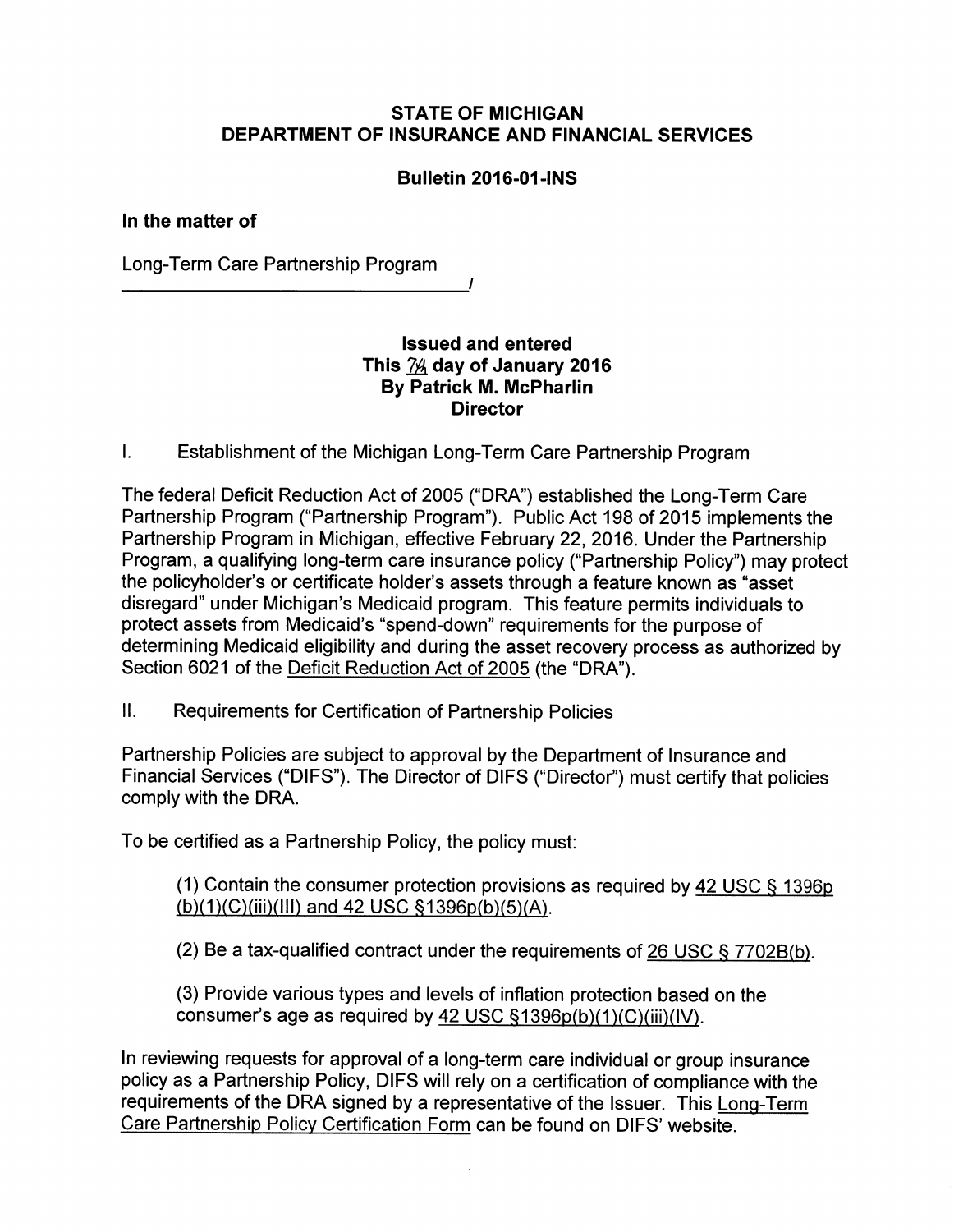**STATE OF MICHIGAN**
**DEPARTMENT OF INSURANCE AND FINANCIAL SERVICES**

**Bulletin 2016-01-INS**

**In the matter of**

Long-Term Care Partnership Program
_______________________________/

**Issued and entered**
**This 7th day of January 2016**
**By Patrick M. McPharlin**
**Director**

I. Establishment of the Michigan Long-Term Care Partnership Program

The federal Deficit Reduction Act of 2005 ("DRA") established the Long-Term Care Partnership Program ("Partnership Program"). Public Act 198 of 2015 implements the Partnership Program in Michigan, effective February 22, 2016. Under the Partnership Program, a qualifying long-term care insurance policy ("Partnership Policy") may protect the policyholder's or certificate holder's assets through a feature known as "asset disregard" under Michigan's Medicaid program. This feature permits individuals to protect assets from Medicaid's "spend-down" requirements for the purpose of determining Medicaid eligibility and during the asset recovery process as authorized by Section 6021 of the Deficit Reduction Act of 2005 (the "DRA").

II. Requirements for Certification of Partnership Policies

Partnership Policies are subject to approval by the Department of Insurance and Financial Services ("DIFS"). The Director of DIFS ("Director") must certify that policies comply with the DRA.

To be certified as a Partnership Policy, the policy must:

(1) Contain the consumer protection provisions as required by 42 USC § 1396p (b)(1)(C)(iii)(III) and 42 USC §1396p(b)(5)(A).

(2) Be a tax-qualified contract under the requirements of 26 USC § 7702B(b).

(3) Provide various types and levels of inflation protection based on the consumer's age as required by 42 USC §1396p(b)(1)(C)(iii)(IV).

In reviewing requests for approval of a long-term care individual or group insurance policy as a Partnership Policy, DIFS will rely on a certification of compliance with the requirements of the DRA signed by a representative of the Issuer. This Long-Term Care Partnership Policy Certification Form can be found on DIFS' website.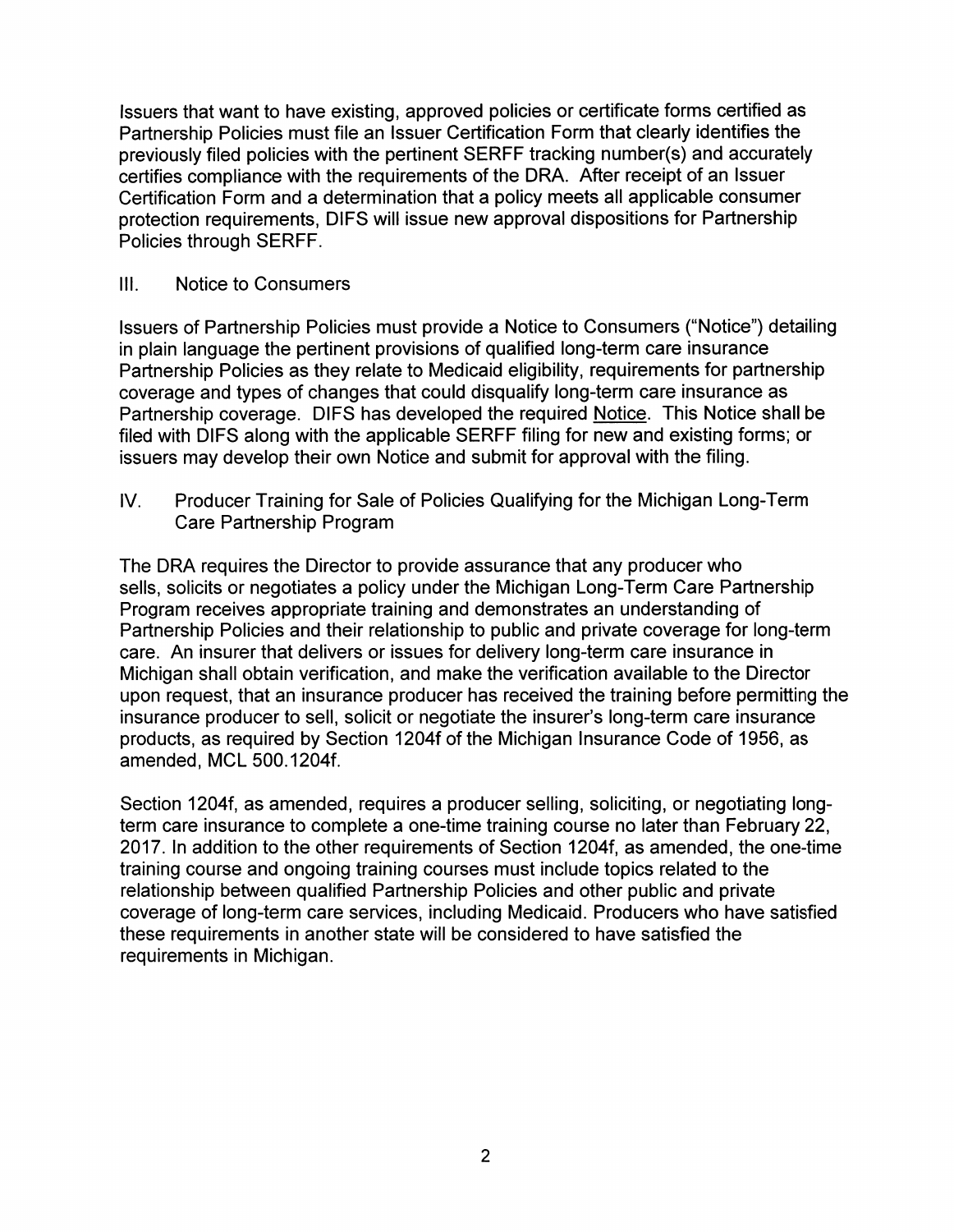Issuers that want to have existing, approved policies or certificate forms certified as Partnership Policies must file an Issuer Certification Form that clearly identifies the previously filed policies with the pertinent SERFF tracking number(s) and accurately certifies compliance with the requirements of the DRA. After receipt of an Issuer Certification Form and a determination that a policy meets all applicable consumer protection requirements, DIFS will issue new approval dispositions for Partnership Policies through SERFF.

## III. Notice to Consumers

Issuers of Partnership Policies must provide a Notice to Consumers ("Notice") detailing in plain language the pertinent provisions of qualified long-term care insurance Partnership Policies as they relate to Medicaid eligibility, requirements for partnership coverage and types of changes that could disqualify long-term care insurance as Partnership coverage. DIFS has developed the required Notice. This Notice shall be filed with DIFS along with the applicable SERFF filing for new and existing forms; or issuers may develop their own Notice and submit for approval with the filing.

## IV. Producer Training for Sale of Policies Qualifying for the Michigan Long-Term Care Partnership Program

The DRA requires the Director to provide assurance that any producer who sells, solicits or negotiates a policy under the Michigan Long-Term Care Partnership Program receives appropriate training and demonstrates an understanding of Partnership Policies and their relationship to public and private coverage for long-term care. An insurer that delivers or issues for delivery long-term care insurance in Michigan shall obtain verification, and make the verification available to the Director upon request, that an insurance producer has received the training before permitting the insurance producer to sell, solicit or negotiate the insurer's long-term care insurance products, as required by Section 1204f of the Michigan Insurance Code of 1956, as amended, MCL 500.1204f.

Section 1204f, as amended, requires a producer selling, soliciting, or negotiating long-term care insurance to complete a one-time training course no later than February 22, 2017. In addition to the other requirements of Section 1204f, as amended, the one-time training course and ongoing training courses must include topics related to the relationship between qualified Partnership Policies and other public and private coverage of long-term care services, including Medicaid. Producers who have satisfied these requirements in another state will be considered to have satisfied the requirements in Michigan.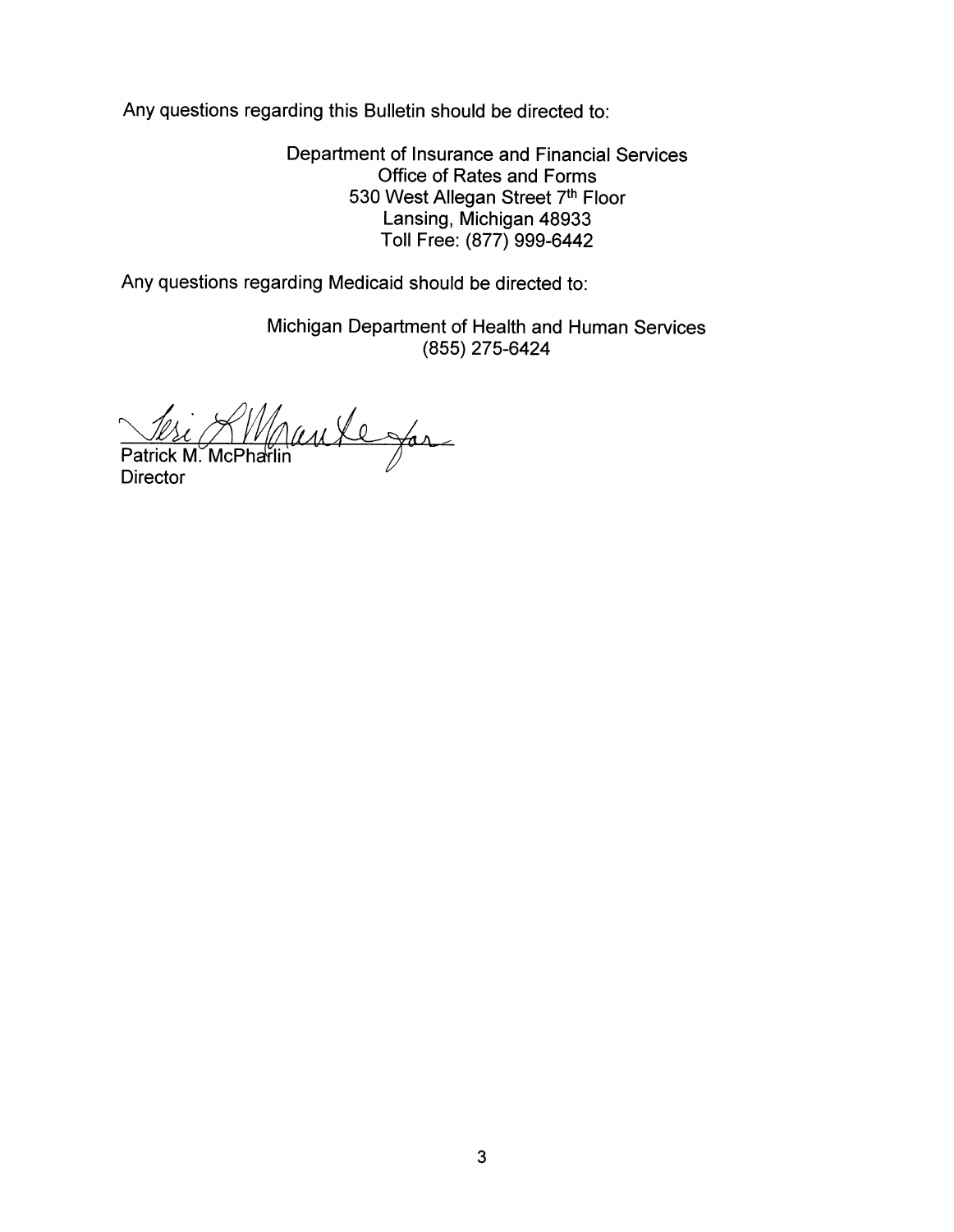Any questions regarding this Bulletin should be directed to:

Department of Insurance and Financial Services
Office of Rates and Forms
530 West Allegan Street 7th Floor
Lansing, Michigan 48933
Toll Free: (877) 999-6442

Any questions regarding Medicaid should be directed to:

Michigan Department of Health and Human Services
(855) 275-6424

Patrick M. McPharlin
Director